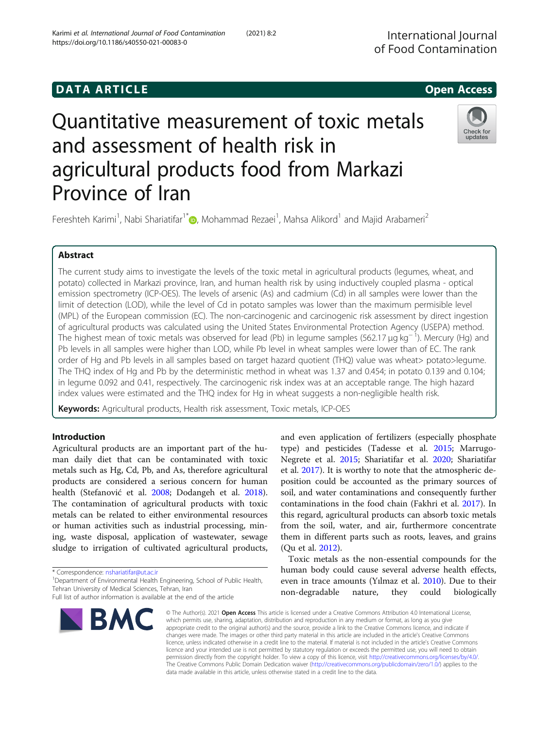DATA ARTICLE

Open Access

# Quantitative measurement of toxic metals and assessment of health risk in agricultural products food from Markazi Province of Iran

Fereshteh Karimi[1], Nabi Shariatifar[1*], Mohammad Rezaei[1], Mahsa Alikord[1] and Majid Arabameri[2]

## Abstract

The current study aims to investigate the levels of the toxic metal in agricultural products (legumes, wheat, and potato) collected in Markazi province, Iran, and human health risk by using inductively coupled plasma - optical emission spectrometry (ICP-OES). The levels of arsenic (As) and cadmium (Cd) in all samples were lower than the limit of detection (LOD), while the level of Cd in potato samples was lower than the maximum permisible level (MPL) of the European commission (EC). The non-carcinogenic and carcinogenic risk assessment by direct ingestion of agricultural products was calculated using the United States Environmental Protection Agency (USEPA) method. The highest mean of toxic metals was observed for lead (Pb) in legume samples (562.17 μg kg$^{-1}$). Mercury (Hg) and Pb levels in all samples were higher than LOD, while Pb level in wheat samples were lower than of EC. The rank order of Hg and Pb levels in all samples based on target hazard quotient (THQ) value was wheat> potato>legume. The THQ index of Hg and Pb by the deterministic method in wheat was 1.37 and 0.454; in potato 0.139 and 0.104; in legume 0.092 and 0.41, respectively. The carcinogenic risk index was at an acceptable range. The high hazard index values were estimated and the THQ index for Hg in wheat suggests a non-negligible health risk.

**Keywords:** Agricultural products, Health risk assessment, Toxic metals, ICP-OES

## Introduction

Agricultural products are an important part of the human daily diet that can be contaminated with toxic metals such as Hg, Cd, Pb, and As, therefore agricultural products are considered a serious concern for human health (Stefanović et al. 2008; Dodangeh et al. 2018). The contamination of agricultural products with toxic metals can be related to either environmental resources or human activities such as industrial processing, mining, waste disposal, application of wastewater, sewage sludge to irrigation of cultivated agricultural products, and even application of fertilizers (especially phosphate type) and pesticides (Tadesse et al. 2015; Marrugo-Negrete et al. 2015; Shariatifar et al. 2020; Shariatifar et al. 2017). It is worthy to note that the atmospheric deposition could be accounted as the primary sources of soil, and water contaminations and consequently further contaminations in the food chain (Fakhri et al. 2017). In this regard, agricultural products can absorb toxic metals from the soil, water, and air, furthermore concentrate them in different parts such as roots, leaves, and grains (Qu et al. 2012).

Toxic metals as the non-essential compounds for the human body could cause several adverse health effects, even in trace amounts (Yılmaz et al. 2010). Due to their non-degradable nature, they could biologically

\* Correspondence: nshariatifar@ut.ac.ir
[1]Department of Environmental Health Engineering, School of Public Health, Tehran University of Medical Sciences, Tehran, Iran
Full list of author information is available at the end of the article

© The Author(s). 2021 **Open Access** This article is licensed under a Creative Commons Attribution 4.0 International License, which permits use, sharing, adaptation, distribution and reproduction in any medium or format, as long as you give appropriate credit to the original author(s) and the source, provide a link to the Creative Commons licence, and indicate if changes were made. The images or other third party material in this article are included in the article's Creative Commons licence, unless indicated otherwise in a credit line to the material. If material is not included in the article's Creative Commons licence and your intended use is not permitted by statutory regulation or exceeds the permitted use, you will need to obtain permission directly from the copyright holder. To view a copy of this licence, visit http://creativecommons.org/licenses/by/4.0/. The Creative Commons Public Domain Dedication waiver (http://creativecommons.org/publicdomain/zero/1.0/) applies to the data made available in this article, unless otherwise stated in a credit line to the data.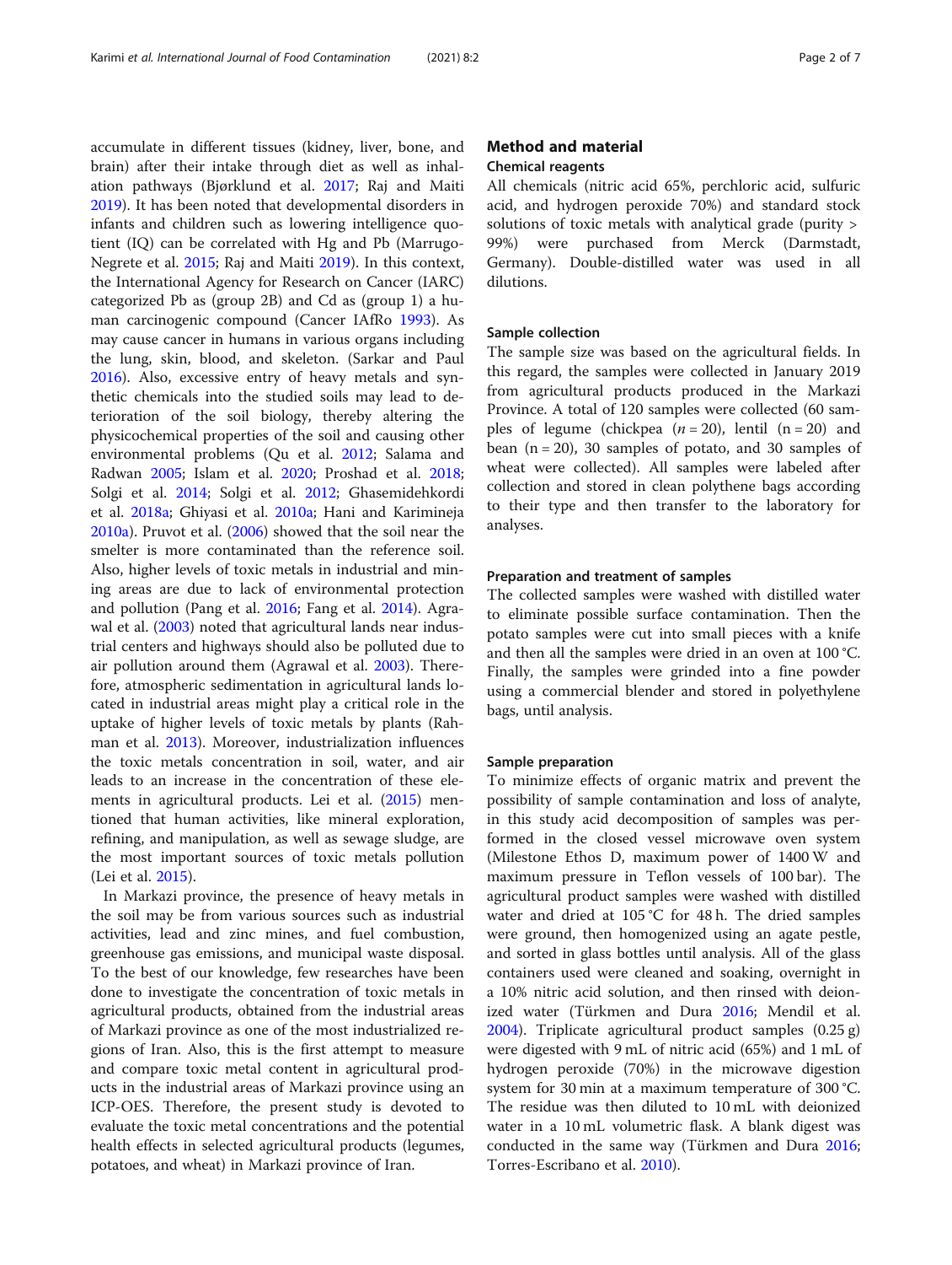accumulate in different tissues (kidney, liver, bone, and brain) after their intake through diet as well as inhalation pathways (Bjørklund et al. 2017; Raj and Maiti 2019). It has been noted that developmental disorders in infants and children such as lowering intelligence quotient (IQ) can be correlated with Hg and Pb (Marrugo-Negrete et al. 2015; Raj and Maiti 2019). In this context, the International Agency for Research on Cancer (IARC) categorized Pb as (group 2B) and Cd as (group 1) a human carcinogenic compound (Cancer IAfRo 1993). As may cause cancer in humans in various organs including the lung, skin, blood, and skeleton. (Sarkar and Paul 2016). Also, excessive entry of heavy metals and synthetic chemicals into the studied soils may lead to deterioration of the soil biology, thereby altering the physicochemical properties of the soil and causing other environmental problems (Qu et al. 2012; Salama and Radwan 2005; Islam et al. 2020; Proshad et al. 2018; Solgi et al. 2014; Solgi et al. 2012; Ghasemidehkordi et al. 2018a; Ghiyasi et al. 2010a; Hani and Karimineja 2010a). Pruvot et al. (2006) showed that the soil near the smelter is more contaminated than the reference soil. Also, higher levels of toxic metals in industrial and mining areas are due to lack of environmental protection and pollution (Pang et al. 2016; Fang et al. 2014). Agrawal et al. (2003) noted that agricultural lands near industrial centers and highways should also be polluted due to air pollution around them (Agrawal et al. 2003). Therefore, atmospheric sedimentation in agricultural lands located in industrial areas might play a critical role in the uptake of higher levels of toxic metals by plants (Rahman et al. 2013). Moreover, industrialization influences the toxic metals concentration in soil, water, and air leads to an increase in the concentration of these elements in agricultural products. Lei et al. (2015) mentioned that human activities, like mineral exploration, refining, and manipulation, as well as sewage sludge, are the most important sources of toxic metals pollution (Lei et al. 2015).

In Markazi province, the presence of heavy metals in the soil may be from various sources such as industrial activities, lead and zinc mines, and fuel combustion, greenhouse gas emissions, and municipal waste disposal. To the best of our knowledge, few researches have been done to investigate the concentration of toxic metals in agricultural products, obtained from the industrial areas of Markazi province as one of the most industrialized regions of Iran. Also, this is the first attempt to measure and compare toxic metal content in agricultural products in the industrial areas of Markazi province using an ICP-OES. Therefore, the present study is devoted to evaluate the toxic metal concentrations and the potential health effects in selected agricultural products (legumes, potatoes, and wheat) in Markazi province of Iran.

## Method and material

### Chemical reagents

All chemicals (nitric acid 65%, perchloric acid, sulfuric acid, and hydrogen peroxide 70%) and standard stock solutions of toxic metals with analytical grade (purity > 99%) were purchased from Merck (Darmstadt, Germany). Double-distilled water was used in all dilutions.

### Sample collection

The sample size was based on the agricultural fields. In this regard, the samples were collected in January 2019 from agricultural products produced in the Markazi Province. A total of 120 samples were collected (60 samples of legume (chickpea ($n = 20$), lentil ($n = 20$) and bean ($n = 20$), 30 samples of potato, and 30 samples of wheat were collected). All samples were labeled after collection and stored in clean polythene bags according to their type and then transfer to the laboratory for analyses.

### Preparation and treatment of samples

The collected samples were washed with distilled water to eliminate possible surface contamination. Then the potato samples were cut into small pieces with a knife and then all the samples were dried in an oven at 100 °C. Finally, the samples were grinded into a fine powder using a commercial blender and stored in polyethylene bags, until analysis.

### Sample preparation

To minimize effects of organic matrix and prevent the possibility of sample contamination and loss of analyte, in this study acid decomposition of samples was performed in the closed vessel microwave oven system (Milestone Ethos D, maximum power of 1400 W and maximum pressure in Teflon vessels of 100 bar). The agricultural product samples were washed with distilled water and dried at 105 °C for 48 h. The dried samples were ground, then homogenized using an agate pestle, and sorted in glass bottles until analysis. All of the glass containers used were cleaned and soaking, overnight in a 10% nitric acid solution, and then rinsed with deionized water (Türkmen and Dura 2016; Mendil et al. 2004). Triplicate agricultural product samples (0.25 g) were digested with 9 mL of nitric acid (65%) and 1 mL of hydrogen peroxide (70%) in the microwave digestion system for 30 min at a maximum temperature of 300 °C. The residue was then diluted to 10 mL with deionized water in a 10 mL volumetric flask. A blank digest was conducted in the same way (Türkmen and Dura 2016; Torres-Escribano et al. 2010).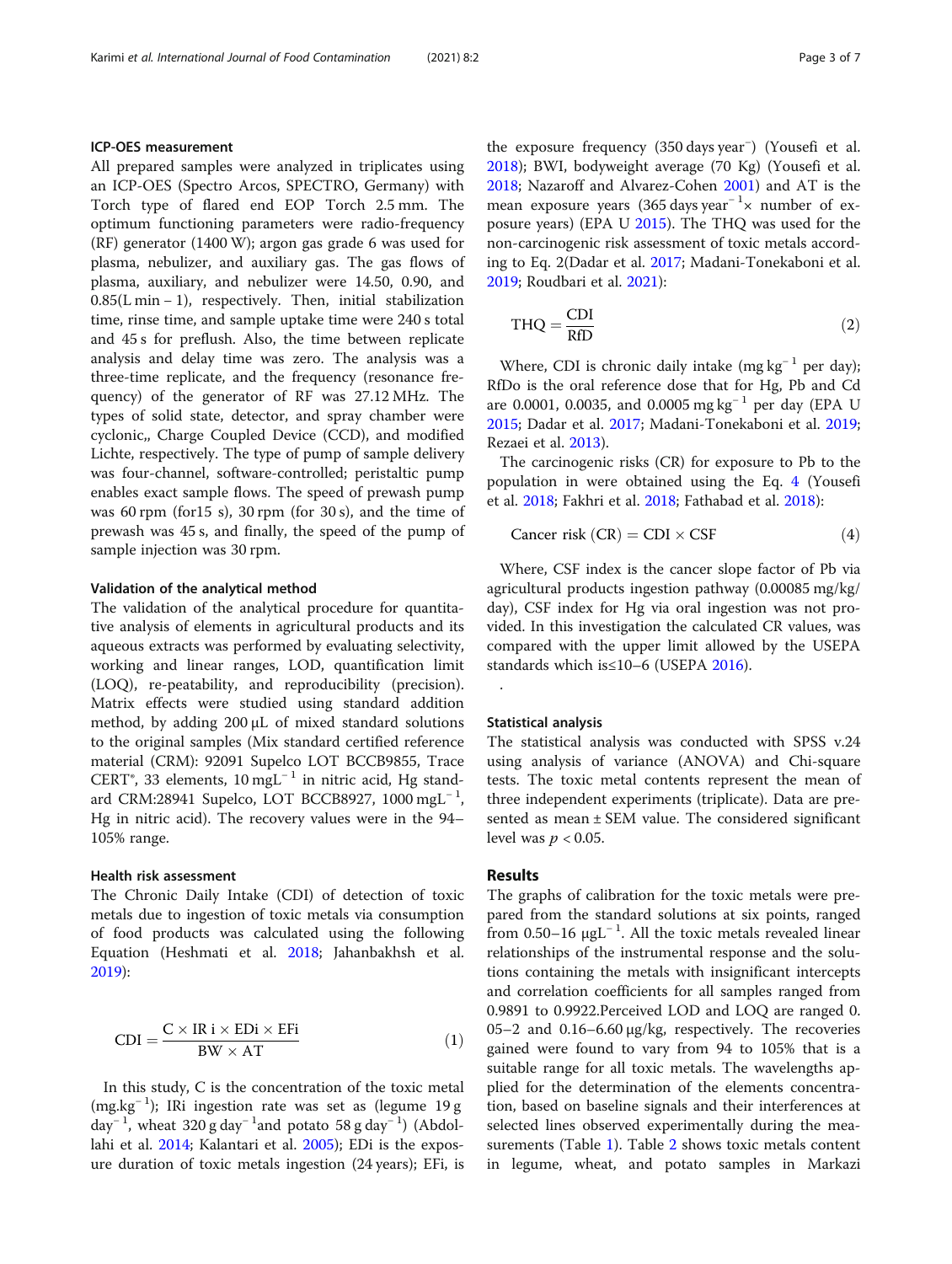### ICP-OES measurement

All prepared samples were analyzed in triplicates using an ICP-OES (Spectro Arcos, SPECTRO, Germany) with Torch type of flared end EOP Torch 2.5 mm. The optimum functioning parameters were radio-frequency (RF) generator (1400 W); argon gas grade 6 was used for plasma, nebulizer, and auxiliary gas. The gas flows of plasma, auxiliary, and nebulizer were 14.50, 0.90, and 0.85(L min − 1), respectively. Then, initial stabilization time, rinse time, and sample uptake time were 240 s total and 45 s for preflush. Also, the time between replicate analysis and delay time was zero. The analysis was a three-time replicate, and the frequency (resonance frequency) of the generator of RF was 27.12 MHz. The types of solid state, detector, and spray chamber were cyclonic,, Charge Coupled Device (CCD), and modified Lichte, respectively. The type of pump of sample delivery was four-channel, software-controlled; peristaltic pump enables exact sample flows. The speed of prewash pump was 60 rpm (for15 s), 30 rpm (for 30 s), and the time of prewash was 45 s, and finally, the speed of the pump of sample injection was 30 rpm.

### Validation of the analytical method

The validation of the analytical procedure for quantitative analysis of elements in agricultural products and its aqueous extracts was performed by evaluating selectivity, working and linear ranges, LOD, quantification limit (LOQ), re-peatability, and reproducibility (precision). Matrix effects were studied using standard addition method, by adding 200 μL of mixed standard solutions to the original samples (Mix standard certified reference material (CRM): 92091 Supelco LOT BCCB9855, Trace CERT®, 33 elements, 10 mgL$^{-1}$ in nitric acid, Hg standard CRM:28941 Supelco, LOT BCCB8927, 1000 mgL$^{-1}$, Hg in nitric acid). The recovery values were in the 94–105% range.

### Health risk assessment

The Chronic Daily Intake (CDI) of detection of toxic metals due to ingestion of toxic metals via consumption of food products was calculated using the following Equation (Heshmati et al. 2018; Jahanbakhsh et al. 2019):

$$\mathrm{CDI} = \frac{\mathrm{C} \times \mathrm{IR\ i} \times \mathrm{EDi} \times \mathrm{EFi}}{\mathrm{BW} \times \mathrm{AT}} \tag{1}$$

In this study, C is the concentration of the toxic metal (mg.kg$^{-1}$); IRi ingestion rate was set as (legume 19 g day$^{-1}$, wheat 320 g day$^{-1}$and potato 58 g day$^{-1}$) (Abdollahi et al. 2014; Kalantari et al. 2005); EDi is the exposure duration of toxic metals ingestion (24 years); EFi, is the exposure frequency (350 days year$^{-}$) (Yousefi et al. 2018); BWI, bodyweight average (70 Kg) (Yousefi et al. 2018; Nazaroff and Alvarez-Cohen 2001) and AT is the mean exposure years (365 days year$^{-1}$× number of exposure years) (EPA U 2015). The THQ was used for the non-carcinogenic risk assessment of toxic metals according to Eq. 2(Dadar et al. 2017; Madani-Tonekaboni et al. 2019; Roudbari et al. 2021):

$$\mathrm{THQ} = \frac{\mathrm{CDI}}{\mathrm{RfD}} \tag{2}$$

Where, CDI is chronic daily intake (mg kg$^{-1}$ per day); RfDo is the oral reference dose that for Hg, Pb and Cd are 0.0001, 0.0035, and 0.0005 mg kg$^{-1}$ per day (EPA U 2015; Dadar et al. 2017; Madani-Tonekaboni et al. 2019; Rezaei et al. 2013).

The carcinogenic risks (CR) for exposure to Pb to the population in were obtained using the Eq. 4 (Yousefi et al. 2018; Fakhri et al. 2018; Fathabad et al. 2018):

$$\text{Cancer risk (CR)} = \mathrm{CDI} \times \mathrm{CSF} \tag{4}$$

Where, CSF index is the cancer slope factor of Pb via agricultural products ingestion pathway (0.00085 mg/kg/day), CSF index for Hg via oral ingestion was not provided. In this investigation the calculated CR values, was compared with the upper limit allowed by the USEPA standards which is≤10–6 (USEPA 2016).

.

### Statistical analysis

The statistical analysis was conducted with SPSS v.24 using analysis of variance (ANOVA) and Chi-square tests. The toxic metal contents represent the mean of three independent experiments (triplicate). Data are presented as mean ± SEM value. The considered significant level was $p < 0.05$.

## Results

The graphs of calibration for the toxic metals were prepared from the standard solutions at six points, ranged from 0.50–16 μgL$^{-1}$. All the toxic metals revealed linear relationships of the instrumental response and the solutions containing the metals with insignificant intercepts and correlation coefficients for all samples ranged from 0.9891 to 0.9922.Perceived LOD and LOQ are ranged 0.05–2 and 0.16–6.60 μg/kg, respectively. The recoveries gained were found to vary from 94 to 105% that is a suitable range for all toxic metals. The wavelengths applied for the determination of the elements concentration, based on baseline signals and their interferences at selected lines observed experimentally during the measurements (Table 1). Table 2 shows toxic metals content in legume, wheat, and potato samples in Markazi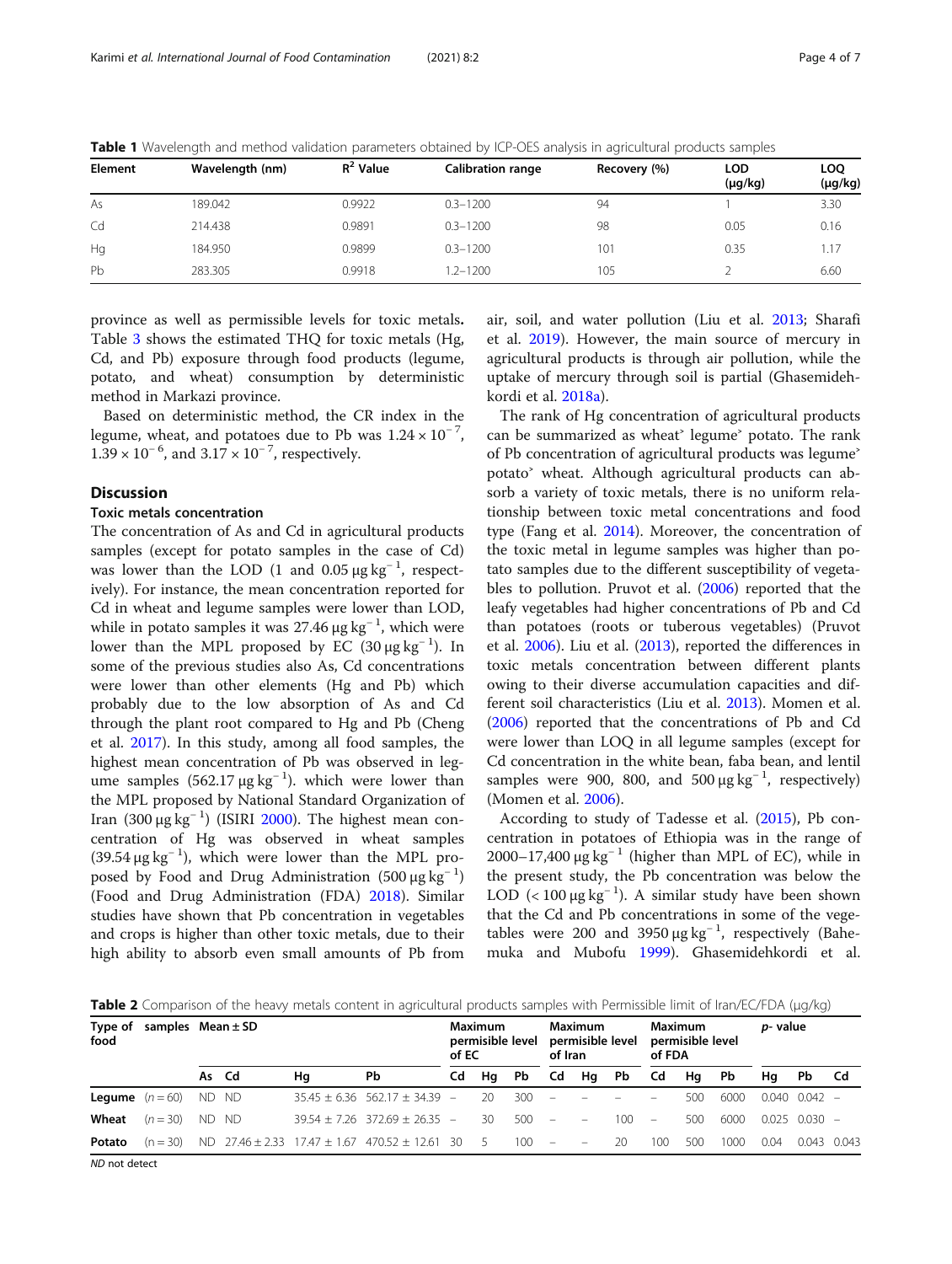**Table 1** Wavelength and method validation parameters obtained by ICP-OES analysis in agricultural products samples

| Element | Wavelength (nm) | $R^2$ Value | Calibration range | Recovery (%) | LOD (μg/kg) | LOQ (μg/kg) |
|---|---|---|---|---|---|---|
| As | 189.042 | 0.9922 | 0.3–1200 | 94 | 1 | 3.30 |
| Cd | 214.438 | 0.9891 | 0.3–1200 | 98 | 0.05 | 0.16 |
| Hg | 184.950 | 0.9899 | 0.3–1200 | 101 | 0.35 | 1.17 |
| Pb | 283.305 | 0.9918 | 1.2–1200 | 105 | 2 | 6.60 |

province as well as permissible levels for toxic metals. Table 3 shows the estimated THQ for toxic metals (Hg, Cd, and Pb) exposure through food products (legume, potato, and wheat) consumption by deterministic method in Markazi province.

Based on deterministic method, the CR index in the legume, wheat, and potatoes due to Pb was $1.24 \times 10^{-7}$, $1.39 \times 10^{-6}$, and $3.17 \times 10^{-7}$, respectively.

## Discussion

### Toxic metals concentration

The concentration of As and Cd in agricultural products samples (except for potato samples in the case of Cd) was lower than the LOD (1 and 0.05 μg $kg^{-1}$, respectively). For instance, the mean concentration reported for Cd in wheat and legume samples were lower than LOD, while in potato samples it was 27.46 μg $kg^{-1}$, which were lower than the MPL proposed by EC (30 μg $kg^{-1}$). In some of the previous studies also As, Cd concentrations were lower than other elements (Hg and Pb) which probably due to the low absorption of As and Cd through the plant root compared to Hg and Pb (Cheng et al. 2017). In this study, among all food samples, the highest mean concentration of Pb was observed in legume samples (562.17 μg $kg^{-1}$). which were lower than the MPL proposed by National Standard Organization of Iran (300 μg $kg^{-1}$) (ISIRI 2000). The highest mean concentration of Hg was observed in wheat samples (39.54 μg $kg^{-1}$), which were lower than the MPL proposed by Food and Drug Administration (500 μg $kg^{-1}$) (Food and Drug Administration (FDA) 2018). Similar studies have shown that Pb concentration in vegetables and crops is higher than other toxic metals, due to their high ability to absorb even small amounts of Pb from air, soil, and water pollution (Liu et al. 2013; Sharafi et al. 2019). However, the main source of mercury in agricultural products is through air pollution, while the uptake of mercury through soil is partial (Ghasemidehkordi et al. 2018a).

The rank of Hg concentration of agricultural products can be summarized as wheat˃ legume˃ potato. The rank of Pb concentration of agricultural products was legume˃ potato˃ wheat. Although agricultural products can absorb a variety of toxic metals, there is no uniform relationship between toxic metal concentrations and food type (Fang et al. 2014). Moreover, the concentration of the toxic metal in legume samples was higher than potato samples due to the different susceptibility of vegetables to pollution. Pruvot et al. (2006) reported that the leafy vegetables had higher concentrations of Pb and Cd than potatoes (roots or tuberous vegetables) (Pruvot et al. 2006). Liu et al. (2013), reported the differences in toxic metals concentration between different plants owing to their diverse accumulation capacities and different soil characteristics (Liu et al. 2013). Momen et al. (2006) reported that the concentrations of Pb and Cd were lower than LOQ in all legume samples (except for Cd concentration in the white bean, faba bean, and lentil samples were 900, 800, and 500 μg $kg^{-1}$, respectively) (Momen et al. 2006).

According to study of Tadesse et al. (2015), Pb concentration in potatoes of Ethiopia was in the range of 2000–17,400 μg $kg^{-1}$ (higher than MPL of EC), while in the present study, the Pb concentration was below the LOD (< 100 μg $kg^{-1}$). A similar study have been shown that the Cd and Pb concentrations in some of the vegetables were 200 and 3950 μg $kg^{-1}$, respectively (Bahemuka and Mubofu 1999). Ghasemidehkordi et al.

**Table 2** Comparison of the heavy metals content in agricultural products samples with Permissible limit of Iran/EC/FDA (μg/kg)

| Type of food | samples | Mean ± SD | | | | Maximum permisible level of EC | | | Maximum permisible level of Iran | | | Maximum permisible level of FDA | | | p- value | | |
|---|---|---|---|---|---|---|---|---|---|---|---|---|---|---|---|---|---|
| | | As | Cd | Hg | Pb | Cd | Hg | Pb | Cd | Hg | Pb | Cd | Hg | Pb | Hg | Pb | Cd |
| **Legume** | (n = 60) | ND | ND | 35.45 ± 6.36 | 562.17 ± 34.39 | – | 20 | 300 | – | – | – | – | 500 | 6000 | 0.040 | 0.042 | – |
| **Wheat** | (n = 30) | ND | ND | 39.54 ± 7.26 | 372.69 ± 26.35 | – | 30 | 500 | – | – | 100 | – | 500 | 6000 | 0.025 | 0.030 | – |
| **Potato** | (n = 30) | ND | 27.46 ± 2.33 | 17.47 ± 1.67 | 470.52 ± 12.61 | 30 | 5 | 100 | – | – | 20 | 100 | 500 | 1000 | 0.04 | 0.043 | 0.043 |

*ND* not detect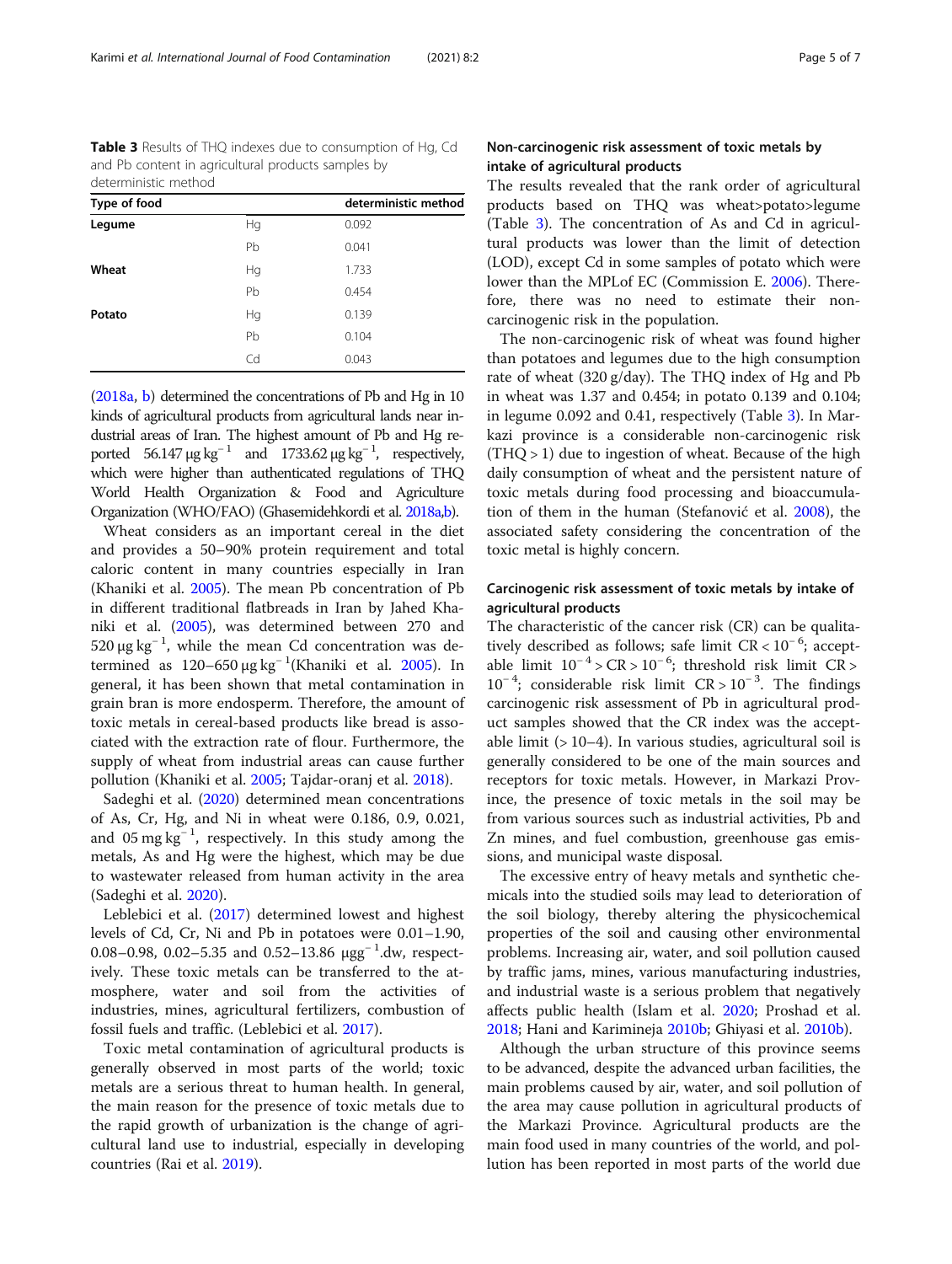**Table 3** Results of THQ indexes due to consumption of Hg, Cd and Pb content in agricultural products samples by deterministic method

| Type of food | | deterministic method |
|---|---|---|
| **Legume** | Hg | 0.092 |
| | Pb | 0.041 |
| **Wheat** | Hg | 1.733 |
| | Pb | 0.454 |
| **Potato** | Hg | 0.139 |
| | Pb | 0.104 |
| | Cd | 0.043 |

(2018a, b) determined the concentrations of Pb and Hg in 10 kinds of agricultural products from agricultural lands near industrial areas of Iran. The highest amount of Pb and Hg reported 56.147 μg $kg^{-1}$ and 1733.62 μg $kg^{-1}$, respectively, which were higher than authenticated regulations of THQ World Health Organization & Food and Agriculture Organization (WHO/FAO) (Ghasemidehkordi et al. 2018a,b).

Wheat considers as an important cereal in the diet and provides a 50–90% protein requirement and total caloric content in many countries especially in Iran (Khaniki et al. 2005). The mean Pb concentration of Pb in different traditional flatbreads in Iran by Jahed Khaniki et al. (2005), was determined between 270 and 520 μg $kg^{-1}$, while the mean Cd concentration was determined as 120–650 μg $kg^{-1}$(Khaniki et al. 2005). In general, it has been shown that metal contamination in grain bran is more endosperm. Therefore, the amount of toxic metals in cereal-based products like bread is associated with the extraction rate of flour. Furthermore, the supply of wheat from industrial areas can cause further pollution (Khaniki et al. 2005; Tajdar-oranj et al. 2018).

Sadeghi et al. (2020) determined mean concentrations of As, Cr, Hg, and Ni in wheat were 0.186, 0.9, 0.021, and 05 mg $kg^{-1}$, respectively. In this study among the metals, As and Hg were the highest, which may be due to wastewater released from human activity in the area (Sadeghi et al. 2020).

Leblebici et al. (2017) determined lowest and highest levels of Cd, Cr, Ni and Pb in potatoes were 0.01–1.90, 0.08–0.98, 0.02–5.35 and 0.52–13.86 μg$g^{-1}$.dw, respectively. These toxic metals can be transferred to the atmosphere, water and soil from the activities of industries, mines, agricultural fertilizers, combustion of fossil fuels and traffic. (Leblebici et al. 2017).

Toxic metal contamination of agricultural products is generally observed in most parts of the world; toxic metals are a serious threat to human health. In general, the main reason for the presence of toxic metals due to the rapid growth of urbanization is the change of agricultural land use to industrial, especially in developing countries (Rai et al. 2019).

## Non-carcinogenic risk assessment of toxic metals by intake of agricultural products

The results revealed that the rank order of agricultural products based on THQ was wheat>potato>legume (Table 3). The concentration of As and Cd in agricultural products was lower than the limit of detection (LOD), except Cd in some samples of potato which were lower than the MPLof EC (Commission E. 2006). Therefore, there was no need to estimate their non-carcinogenic risk in the population.

The non-carcinogenic risk of wheat was found higher than potatoes and legumes due to the high consumption rate of wheat (320 g/day). The THQ index of Hg and Pb in wheat was 1.37 and 0.454; in potato 0.139 and 0.104; in legume 0.092 and 0.41, respectively (Table 3). In Markazi province is a considerable non-carcinogenic risk (THQ > 1) due to ingestion of wheat. Because of the high daily consumption of wheat and the persistent nature of toxic metals during food processing and bioaccumulation of them in the human (Stefanović et al. 2008), the associated safety considering the concentration of the toxic metal is highly concern.

## Carcinogenic risk assessment of toxic metals by intake of agricultural products

The characteristic of the cancer risk (CR) can be qualitatively described as follows; safe limit $CR < 10^{-6}$; acceptable limit $10^{-4} > CR > 10^{-6}$; threshold risk limit $CR > 10^{-4}$; considerable risk limit $CR > 10^{-3}$. The findings carcinogenic risk assessment of Pb in agricultural product samples showed that the CR index was the acceptable limit (> 10–4). In various studies, agricultural soil is generally considered to be one of the main sources and receptors for toxic metals. However, in Markazi Province, the presence of toxic metals in the soil may be from various sources such as industrial activities, Pb and Zn mines, and fuel combustion, greenhouse gas emissions, and municipal waste disposal.

The excessive entry of heavy metals and synthetic chemicals into the studied soils may lead to deterioration of the soil biology, thereby altering the physicochemical properties of the soil and causing other environmental problems. Increasing air, water, and soil pollution caused by traffic jams, mines, various manufacturing industries, and industrial waste is a serious problem that negatively affects public health (Islam et al. 2020; Proshad et al. 2018; Hani and Karimineja 2010b; Ghiyasi et al. 2010b).

Although the urban structure of this province seems to be advanced, despite the advanced urban facilities, the main problems caused by air, water, and soil pollution of the area may cause pollution in agricultural products of the Markazi Province. Agricultural products are the main food used in many countries of the world, and pollution has been reported in most parts of the world due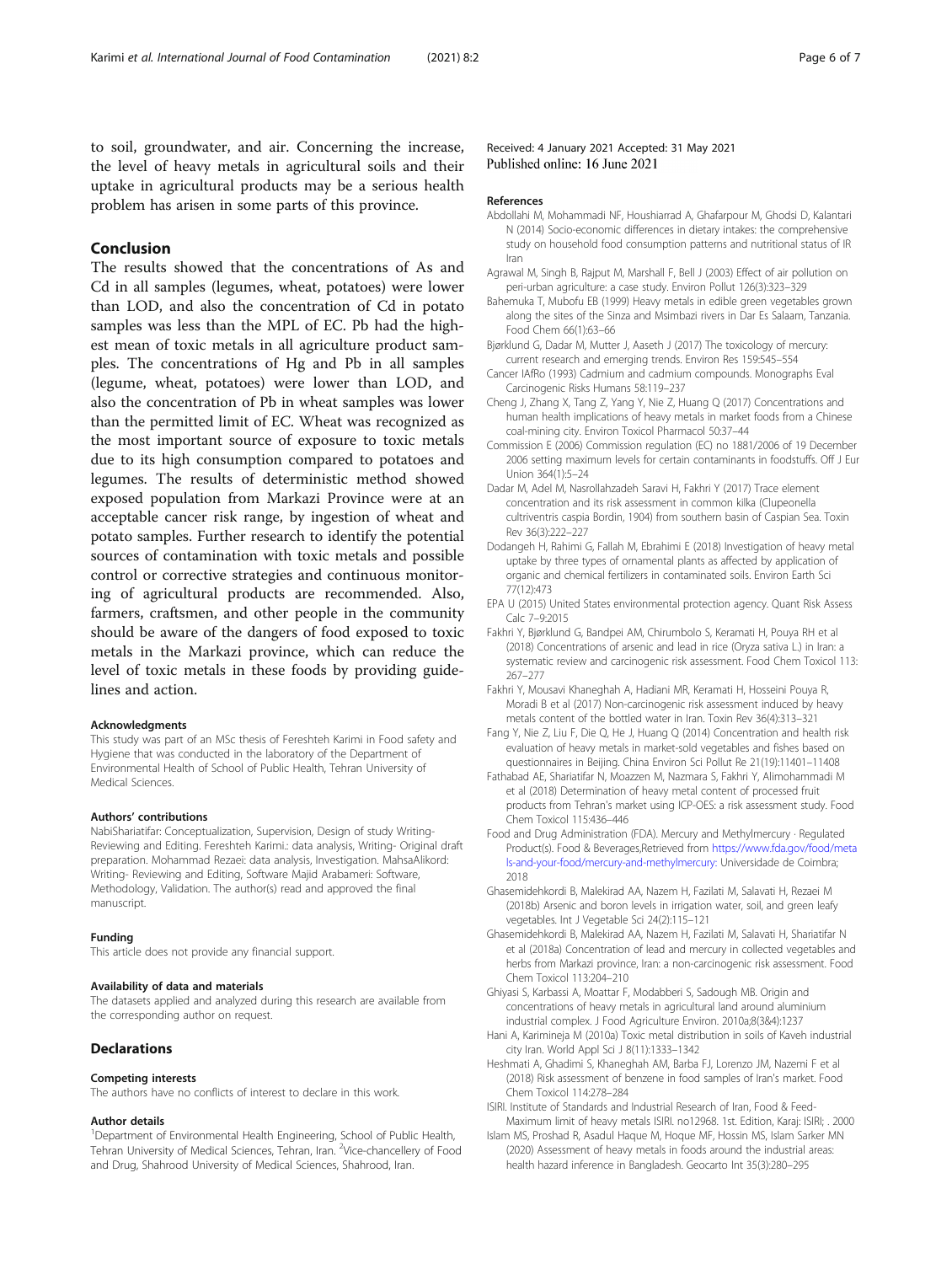to soil, groundwater, and air. Concerning the increase, the level of heavy metals in agricultural soils and their uptake in agricultural products may be a serious health problem has arisen in some parts of this province.

## Conclusion

The results showed that the concentrations of As and Cd in all samples (legumes, wheat, potatoes) were lower than LOD, and also the concentration of Cd in potato samples was less than the MPL of EC. Pb had the highest mean of toxic metals in all agriculture product samples. The concentrations of Hg and Pb in all samples (legume, wheat, potatoes) were lower than LOD, and also the concentration of Pb in wheat samples was lower than the permitted limit of EC. Wheat was recognized as the most important source of exposure to toxic metals due to its high consumption compared to potatoes and legumes. The results of deterministic method showed exposed population from Markazi Province were at an acceptable cancer risk range, by ingestion of wheat and potato samples. Further research to identify the potential sources of contamination with toxic metals and possible control or corrective strategies and continuous monitoring of agricultural products are recommended. Also, farmers, craftsmen, and other people in the community should be aware of the dangers of food exposed to toxic metals in the Markazi province, which can reduce the level of toxic metals in these foods by providing guidelines and action.

#### Acknowledgments

This study was part of an MSc thesis of Fereshteh Karimi in Food safety and Hygiene that was conducted in the laboratory of the Department of Environmental Health of School of Public Health, Tehran University of Medical Sciences.

#### Authors' contributions

NabiShariatifar: Conceptualization, Supervision, Design of study Writing- Reviewing and Editing. Fereshteh Karimi.: data analysis, Writing- Original draft preparation. Mohammad Rezaei: data analysis, Investigation. MahsaAlikord: Writing- Reviewing and Editing, Software Majid Arabameri: Software, Methodology, Validation. The author(s) read and approved the final manuscript.

#### Funding

This article does not provide any financial support.

#### Availability of data and materials

The datasets applied and analyzed during this research are available from the corresponding author on request.

## Declarations

#### Competing interests

The authors have no conflicts of interest to declare in this work.

#### Author details

[1]Department of Environmental Health Engineering, School of Public Health, Tehran University of Medical Sciences, Tehran, Iran. [2]Vice-chancellery of Food and Drug, Shahrood University of Medical Sciences, Shahrood, Iran.

Received: 4 January 2021 Accepted: 31 May 2021
Published online: 16 June 2021

#### References

Abdollahi M, Mohammadi NF, Houshiarrad A, Ghafarpour M, Ghodsi D, Kalantari N (2014) Socio-economic differences in dietary intakes: the comprehensive study on household food consumption patterns and nutritional status of IR Iran

Agrawal M, Singh B, Rajput M, Marshall F, Bell J (2003) Effect of air pollution on peri-urban agriculture: a case study. Environ Pollut 126(3):323–329

Bahemuka T, Mubofu EB (1999) Heavy metals in edible green vegetables grown along the sites of the Sinza and Msimbazi rivers in Dar Es Salaam, Tanzania. Food Chem 66(1):63–66

Bjørklund G, Dadar M, Mutter J, Aaseth J (2017) The toxicology of mercury: current research and emerging trends. Environ Res 159:545–554

Cancer IAfRo (1993) Cadmium and cadmium compounds. Monographs Eval Carcinogenic Risks Humans 58:119–237

Cheng J, Zhang X, Tang Z, Yang Y, Nie Z, Huang Q (2017) Concentrations and human health implications of heavy metals in market foods from a Chinese coal-mining city. Environ Toxicol Pharmacol 50:37–44

Commission E (2006) Commission regulation (EC) no 1881/2006 of 19 December 2006 setting maximum levels for certain contaminants in foodstuffs. Off J Eur Union 364(1):5–24

Dadar M, Adel M, Nasrollahzadeh Saravi H, Fakhri Y (2017) Trace element concentration and its risk assessment in common kilka (Clupeonella cultriventris caspia Bordin, 1904) from southern basin of Caspian Sea. Toxin Rev 36(3):222–227

Dodangeh H, Rahimi G, Fallah M, Ebrahimi E (2018) Investigation of heavy metal uptake by three types of ornamental plants as affected by application of organic and chemical fertilizers in contaminated soils. Environ Earth Sci 77(12):473

EPA U (2015) United States environmental protection agency. Quant Risk Assess Calc 7–9:2015

Fakhri Y, Bjørklund G, Bandpei AM, Chirumbolo S, Keramati H, Pouya RH et al (2018) Concentrations of arsenic and lead in rice (Oryza sativa L.) in Iran: a systematic review and carcinogenic risk assessment. Food Chem Toxicol 113: 267–277

Fakhri Y, Mousavi Khaneghah A, Hadiani MR, Keramati H, Hosseini Pouya R, Moradi B et al (2017) Non-carcinogenic risk assessment induced by heavy metals content of the bottled water in Iran. Toxin Rev 36(4):313–321

Fang Y, Nie Z, Liu F, Die Q, He J, Huang Q (2014) Concentration and health risk evaluation of heavy metals in market-sold vegetables and fishes based on questionnaires in Beijing. China Environ Sci Pollut Re 21(19):11401–11408

Fathabad AE, Shariatifar N, Moazzen M, Nazmara S, Fakhri Y, Alimohammadi M et al (2018) Determination of heavy metal content of processed fruit products from Tehran's market using ICP-OES: a risk assessment study. Food Chem Toxicol 115:436–446

Food and Drug Administration (FDA). Mercury and Methylmercury · Regulated Product(s). Food & Beverages,Retrieved from https://www.fda.gov/food/metals-and-your-food/mercury-and-methylmercury: Universidade de Coimbra; 2018

Ghasemidehkordi B, Malekirad AA, Nazem H, Fazilati M, Salavati H, Rezaei M (2018b) Arsenic and boron levels in irrigation water, soil, and green leafy vegetables. Int J Vegetable Sci 24(2):115–121

Ghasemidehkordi B, Malekirad AA, Nazem H, Fazilati M, Salavati H, Shariatifar N et al (2018a) Concentration of lead and mercury in collected vegetables and herbs from Markazi province, Iran: a non-carcinogenic risk assessment. Food Chem Toxicol 113:204–210

Ghiyasi S, Karbassi A, Moattar F, Modabberi S, Sadough MB. Origin and concentrations of heavy metals in agricultural land around aluminium industrial complex. J Food Agriculture Environ. 2010a;8(3&4):1237

Hani A, Kariminejа M (2010a) Toxic metal distribution in soils of Kaveh industrial city Iran. World Appl Sci J 8(11):1333–1342

Heshmati A, Ghadimi S, Khaneghah AM, Barba FJ, Lorenzo JM, Nazemi F et al (2018) Risk assessment of benzene in food samples of Iran's market. Food Chem Toxicol 114:278–284

ISIRI. Institute of Standards and Industrial Research of Iran, Food & Feed-Maximum limit of heavy metals ISIRI. no12968. 1st. Edition, Karaj: ISIRI; . 2000

Islam MS, Proshad R, Asadul Haque M, Hoque MF, Hossin MS, Islam Sarker MN (2020) Assessment of heavy metals in foods around the industrial areas: health hazard inference in Bangladesh. Geocarto Int 35(3):280–295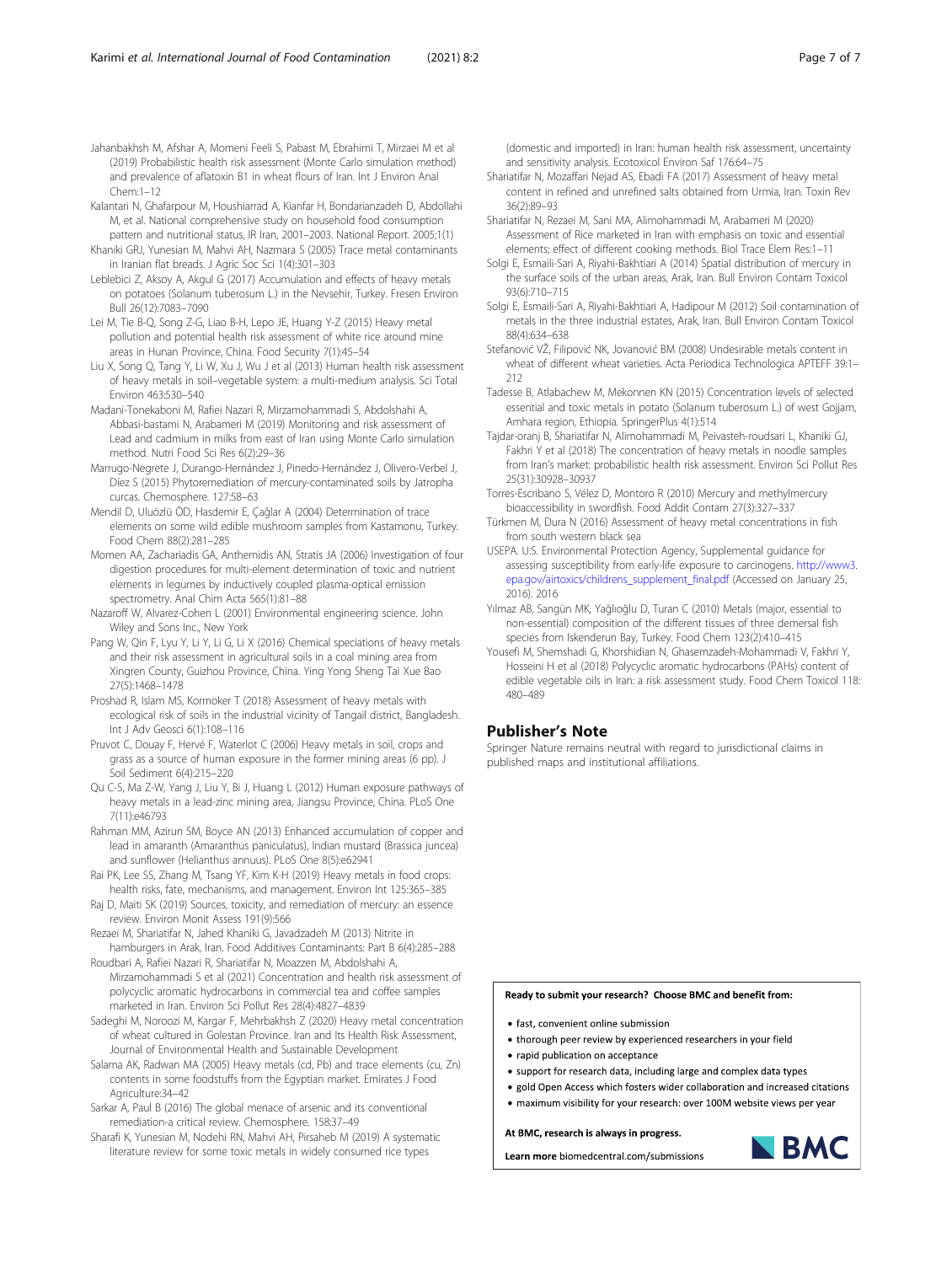Jahanbakhsh M, Afshar A, Momeni Feeli S, Pabast M, Ebrahimi T, Mirzaei M et al (2019) Probabilistic health risk assessment (Monte Carlo simulation method) and prevalence of aflatoxin B1 in wheat flours of Iran. Int J Environ Anal Chem:1–12

Kalantari N, Ghafarpour M, Houshiarrad A, Kianfar H, Bondarianzadeh D, Abdollahi M, et al. National comprehensive study on household food consumption pattern and nutritional status, IR Iran, 2001–2003. National Report. 2005;1(1)

Khaniki GRJ, Yunesian M, Mahvi AH, Nazmara S (2005) Trace metal contaminants in Iranian flat breads. J Agric Soc Sci 1(4):301–303

Leblebici Z, Aksoy A, Akgul G (2017) Accumulation and effects of heavy metals on potatoes (Solanum tuberosum L.) in the Nevsehir, Turkey. Fresen Environ Bull 26(12):7083–7090

Lei M, Tie B-Q, Song Z-G, Liao B-H, Lepo JE, Huang Y-Z (2015) Heavy metal pollution and potential health risk assessment of white rice around mine areas in Hunan Province, China. Food Security 7(1):45–54

Liu X, Song Q, Tang Y, Li W, Xu J, Wu J et al (2013) Human health risk assessment of heavy metals in soil–vegetable system: a multi-medium analysis. Sci Total Environ 463:530–540

Madani-Tonekaboni M, Rafiei Nazari R, Mirzamohammadi S, Abdolshahi A, Abbasi-bastami N, Arabameri M (2019) Monitoring and risk assessment of Lead and cadmium in milks from east of Iran using Monte Carlo simulation method. Nutri Food Sci Res 6(2):29–36

Marrugo-Negrete J, Durango-Hernández J, Pinedo-Hernández J, Olivero-Verbel J, Díez S (2015) Phytoremediation of mercury-contaminated soils by Jatropha curcas. Chemosphere. 127:58–63

Mendil D, Uluözlü ÖD, Hasdemir E, Çağlar A (2004) Determination of trace elements on some wild edible mushroom samples from Kastamonu, Turkey. Food Chem 88(2):281–285

Momen AA, Zachariadis GA, Anthemidis AN, Stratis JA (2006) Investigation of four digestion procedures for multi-element determination of toxic and nutrient elements in legumes by inductively coupled plasma-optical emission spectrometry. Anal Chim Acta 565(1):81–88

Nazaroff W, Alvarez-Cohen L (2001) Environmental engineering science. John Wiley and Sons Inc., New York

Pang W, Qin F, Lyu Y, Li Y, Li G, Li X (2016) Chemical speciations of heavy metals and their risk assessment in agricultural soils in a coal mining area from Xingren County, Guizhou Province, China. Ying Yong Sheng Tai Xue Bao 27(5):1468–1478

Proshad R, Islam MS, Kormoker T (2018) Assessment of heavy metals with ecological risk of soils in the industrial vicinity of Tangail district, Bangladesh. Int J Adv Geosci 6(1):108–116

Pruvot C, Douay F, Hervé F, Waterlot C (2006) Heavy metals in soil, crops and grass as a source of human exposure in the former mining areas (6 pp). J Soil Sediment 6(4):215–220

Qu C-S, Ma Z-W, Yang J, Liu Y, Bi J, Huang L (2012) Human exposure pathways of heavy metals in a lead-zinc mining area, Jiangsu Province, China. PLoS One 7(11):e46793

Rahman MM, Azirun SM, Boyce AN (2013) Enhanced accumulation of copper and lead in amaranth (Amaranthus paniculatus), Indian mustard (Brassica juncea) and sunflower (Helianthus annuus). PLoS One 8(5):e62941

Rai PK, Lee SS, Zhang M, Tsang YF, Kim K-H (2019) Heavy metals in food crops: health risks, fate, mechanisms, and management. Environ Int 125:365–385

Raj D, Maiti SK (2019) Sources, toxicity, and remediation of mercury: an essence review. Environ Monit Assess 191(9):566

Rezaei M, Shariatifar N, Jahed Khaniki G, Javadzadeh M (2013) Nitrite in hamburgers in Arak, Iran. Food Additives Contaminants: Part B 6(4):285–288

Roudbari A, Rafiei Nazari R, Shariatifar N, Moazzen M, Abdolshahi A, Mirzamohammadi S et al (2021) Concentration and health risk assessment of polycyclic aromatic hydrocarbons in commercial tea and coffee samples marketed in Iran. Environ Sci Pollut Res 28(4):4827–4839

Sadeghi M, Noroozi M, Kargar F, Mehrbakhsh Z (2020) Heavy metal concentration of wheat cultured in Golestan Province. Iran and Its Health Risk Assessment, Journal of Environmental Health and Sustainable Development

Salama AK, Radwan MA (2005) Heavy metals (cd, Pb) and trace elements (cu, Zn) contents in some foodstuffs from the Egyptian market. Emirates J Food Agriculture:34–42

Sarkar A, Paul B (2016) The global menace of arsenic and its conventional remediation-a critical review. Chemosphere. 158:37–49

Sharafi K, Yunesian M, Nodehi RN, Mahvi AH, Pirsaheb M (2019) A systematic literature review for some toxic metals in widely consumed rice types (domestic and imported) in Iran: human health risk assessment, uncertainty and sensitivity analysis. Ecotoxicol Environ Saf 176:64–75

Shariatifar N, Mozaffari Nejad AS, Ebadi FA (2017) Assessment of heavy metal content in refined and unrefined salts obtained from Urmia, Iran. Toxin Rev 36(2):89–93

Shariatifar N, Rezaei M, Sani MA, Alimohammadi M, Arabameri M (2020) Assessment of Rice marketed in Iran with emphasis on toxic and essential elements; effect of different cooking methods. Biol Trace Elem Res:1–11

Solgi E, Esmaili-Sari A, Riyahi-Bakhtiari A (2014) Spatial distribution of mercury in the surface soils of the urban areas, Arak, Iran. Bull Environ Contam Toxicol 93(6):710–715

Solgi E, Esmaili-Sari A, Riyahi-Bakhtiari A, Hadipour M (2012) Soil contamination of metals in the three industrial estates, Arak, Iran. Bull Environ Contam Toxicol 88(4):634–638

Stefanović VŽ, Filipović NK, Jovanović BM (2008) Undesirable metals content in wheat of different wheat varieties. Acta Periodica Technologica APTEFF 39:1–212

Tadesse B, Atlabachew M, Mekonnen KN (2015) Concentration levels of selected essential and toxic metals in potato (Solanum tuberosum L.) of west Gojjam, Amhara region, Ethiopia. SpringerPlus 4(1):514

Tajdar-oranj B, Shariatifar N, Alimohammadi M, Peivasteh-roudsari L, Khaniki GJ, Fakhri Y et al (2018) The concentration of heavy metals in noodle samples from Iran's market: probabilistic health risk assessment. Environ Sci Pollut Res 25(31):30928–30937

Torres-Escribano S, Vélez D, Montoro R (2010) Mercury and methylmercury bioaccessibility in swordfish. Food Addit Contam 27(3):327–337

Türkmen M, Dura N (2016) Assessment of heavy metal concentrations in fish from south western black sea

USEPA. U.S. Environmental Protection Agency, Supplemental guidance for assessing susceptibility from early-life exposure to carcinogens. http://www3.epa.gov/airtoxics/childrens_supplement_final.pdf (Accessed on January 25, 2016). 2016

Yılmaz AB, Sangün MK, Yağlıoğlu D, Turan C (2010) Metals (major, essential to non-essential) composition of the different tissues of three demersal fish species from Iskenderun Bay, Turkey. Food Chem 123(2):410–415

Yousefi M, Shemshadi G, Khorshidian N, Ghasemzadeh-Mohammadi V, Fakhri Y, Hosseini H et al (2018) Polycyclic aromatic hydrocarbons (PAHs) content of edible vegetable oils in Iran: a risk assessment study. Food Chem Toxicol 118: 480–489

## Publisher's Note

Springer Nature remains neutral with regard to jurisdictional claims in published maps and institutional affiliations.

**Ready to submit your research? Choose BMC and benefit from:**

- fast, convenient online submission
- thorough peer review by experienced researchers in your field
- rapid publication on acceptance
- support for research data, including large and complex data types
- gold Open Access which fosters wider collaboration and increased citations
- maximum visibility for your research: over 100M website views per year

**At BMC, research is always in progress.**

**Learn more** biomedcentral.com/submissions

BMC